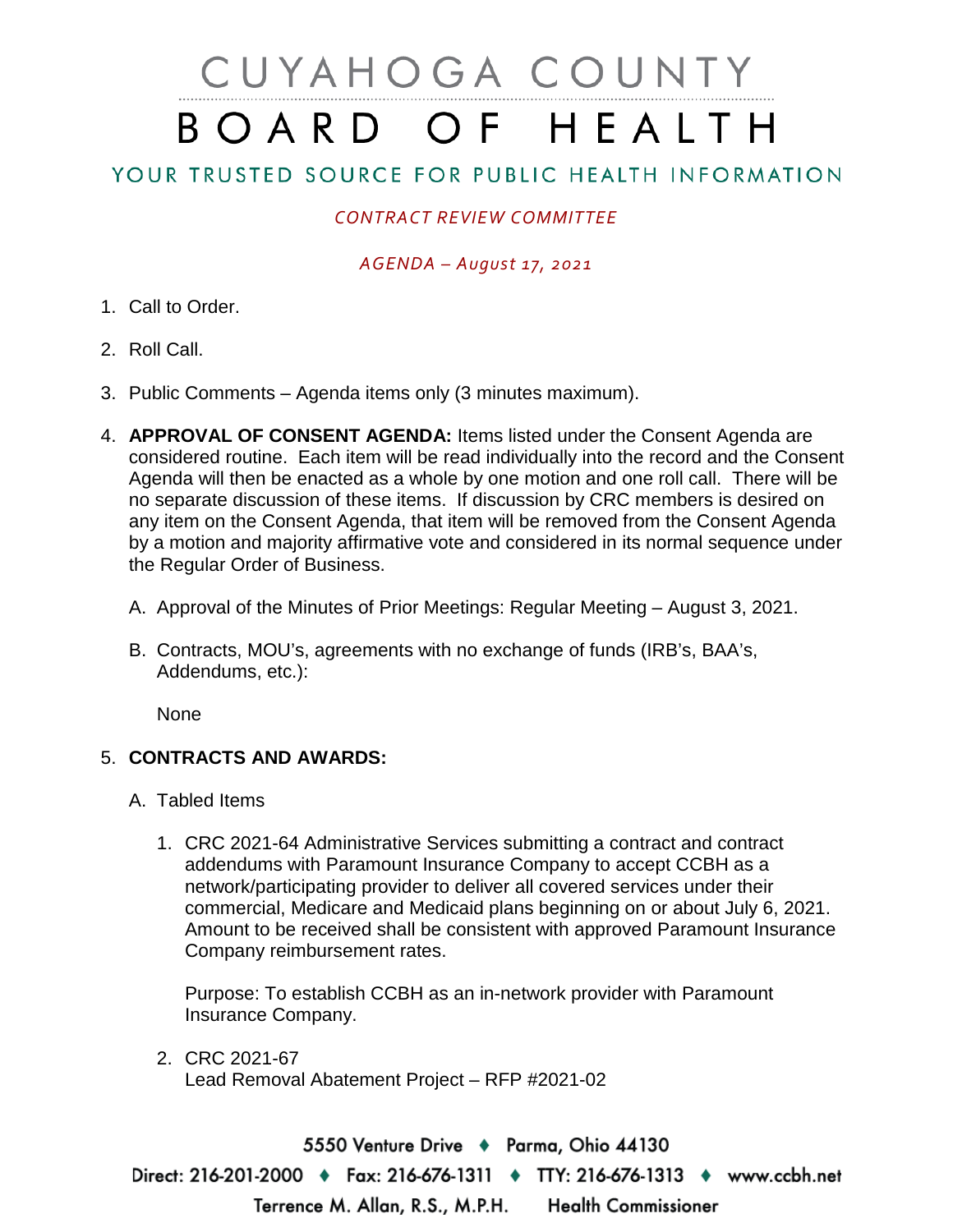# CUYAHOGA COUNTY
# BOARD OF HEALTH

## YOUR TRUSTED SOURCE FOR PUBLIC HEALTH INFORMATION

*CONTRACT REVIEW COMMITTEE*

*AGENDA – August 17, 2021*

1. Call to Order.

2. Roll Call.

3. Public Comments – Agenda items only (3 minutes maximum).

4. **APPROVAL OF CONSENT AGENDA:** Items listed under the Consent Agenda are considered routine. Each item will be read individually into the record and the Consent Agenda will then be enacted as a whole by one motion and one roll call. There will be no separate discussion of these items. If discussion by CRC members is desired on any item on the Consent Agenda, that item will be removed from the Consent Agenda by a motion and majority affirmative vote and considered in its normal sequence under the Regular Order of Business.

   A. Approval of the Minutes of Prior Meetings: Regular Meeting – August 3, 2021.

   B. Contracts, MOU's, agreements with no exchange of funds (IRB's, BAA's, Addendums, etc.):

      None

5. **CONTRACTS AND AWARDS:**

   A. Tabled Items

      1. CRC 2021-64 Administrative Services submitting a contract and contract addendums with Paramount Insurance Company to accept CCBH as a network/participating provider to deliver all covered services under their commercial, Medicare and Medicaid plans beginning on or about July 6, 2021. Amount to be received shall be consistent with approved Paramount Insurance Company reimbursement rates.

         Purpose: To establish CCBH as an in-network provider with Paramount Insurance Company.

      2. CRC 2021-67
         Lead Removal Abatement Project – RFP #2021-02

5550 Venture Drive ♦ Parma, Ohio 44130

Direct: 216-201-2000 ♦ Fax: 216-676-1311 ♦ TTY: 216-676-1313 ♦ www.ccbh.net

Terrence M. Allan, R.S., M.P.H. Health Commissioner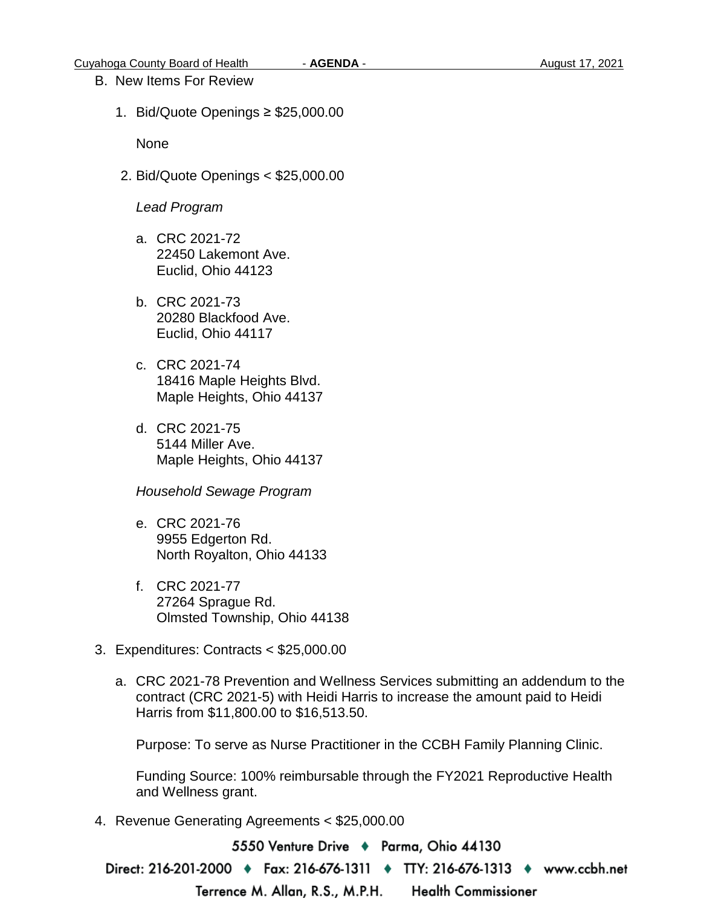B. New Items For Review

1. Bid/Quote Openings ≥ $25,000.00

   None

2. Bid/Quote Openings < $25,000.00

   *Lead Program*

   a. CRC 2021-72
      22450 Lakemont Ave.
      Euclid, Ohio 44123

   b. CRC 2021-73
      20280 Blackfood Ave.
      Euclid, Ohio 44117

   c. CRC 2021-74
      18416 Maple Heights Blvd.
      Maple Heights, Ohio 44137

   d. CRC 2021-75
      5144 Miller Ave.
      Maple Heights, Ohio 44137

   *Household Sewage Program*

   e. CRC 2021-76
      9955 Edgerton Rd.
      North Royalton, Ohio 44133

   f. CRC 2021-77
      27264 Sprague Rd.
      Olmsted Township, Ohio 44138

3. Expenditures: Contracts < $25,000.00

   a. CRC 2021-78 Prevention and Wellness Services submitting an addendum to the contract (CRC 2021-5) with Heidi Harris to increase the amount paid to Heidi Harris from $11,800.00 to $16,513.50.

      Purpose: To serve as Nurse Practitioner in the CCBH Family Planning Clinic.

      Funding Source: 100% reimbursable through the FY2021 Reproductive Health and Wellness grant.

4. Revenue Generating Agreements < $25,000.00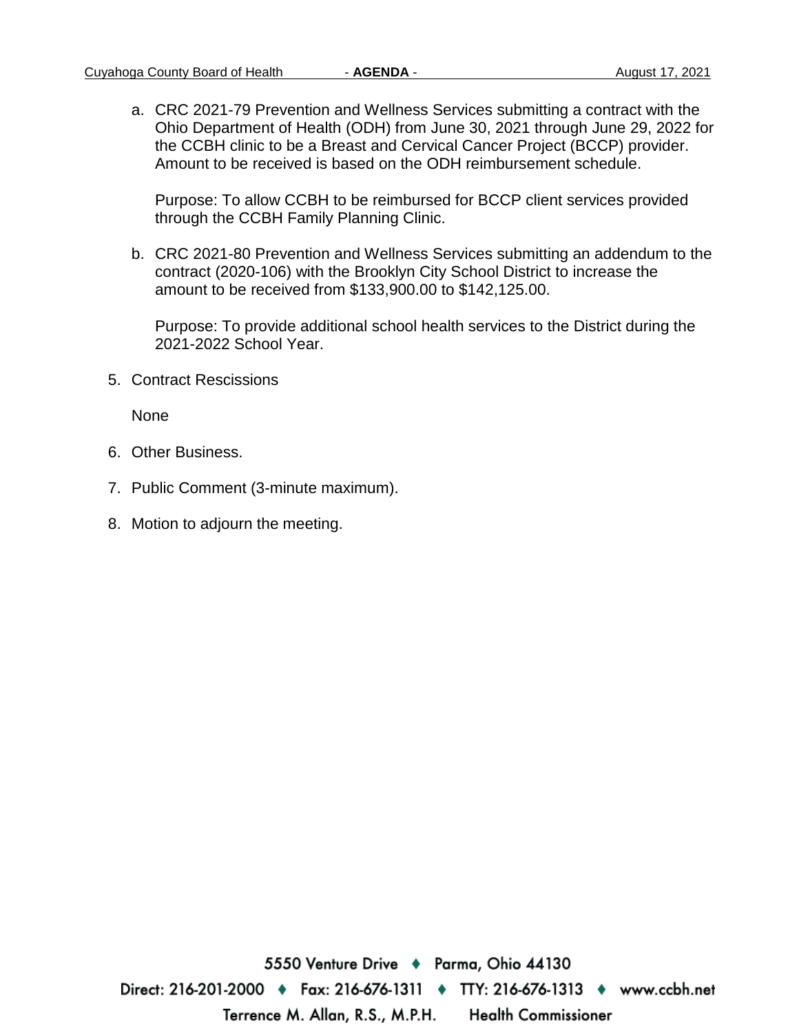a. CRC 2021-79 Prevention and Wellness Services submitting a contract with the Ohio Department of Health (ODH) from June 30, 2021 through June 29, 2022 for the CCBH clinic to be a Breast and Cervical Cancer Project (BCCP) provider. Amount to be received is based on the ODH reimbursement schedule.

   Purpose: To allow CCBH to be reimbursed for BCCP client services provided through the CCBH Family Planning Clinic.

b. CRC 2021-80 Prevention and Wellness Services submitting an addendum to the contract (2020-106) with the Brooklyn City School District to increase the amount to be received from $133,900.00 to $142,125.00.

   Purpose: To provide additional school health services to the District during the 2021-2022 School Year.

5. Contract Rescissions

   None

6. Other Business.

7. Public Comment (3-minute maximum).

8. Motion to adjourn the meeting.